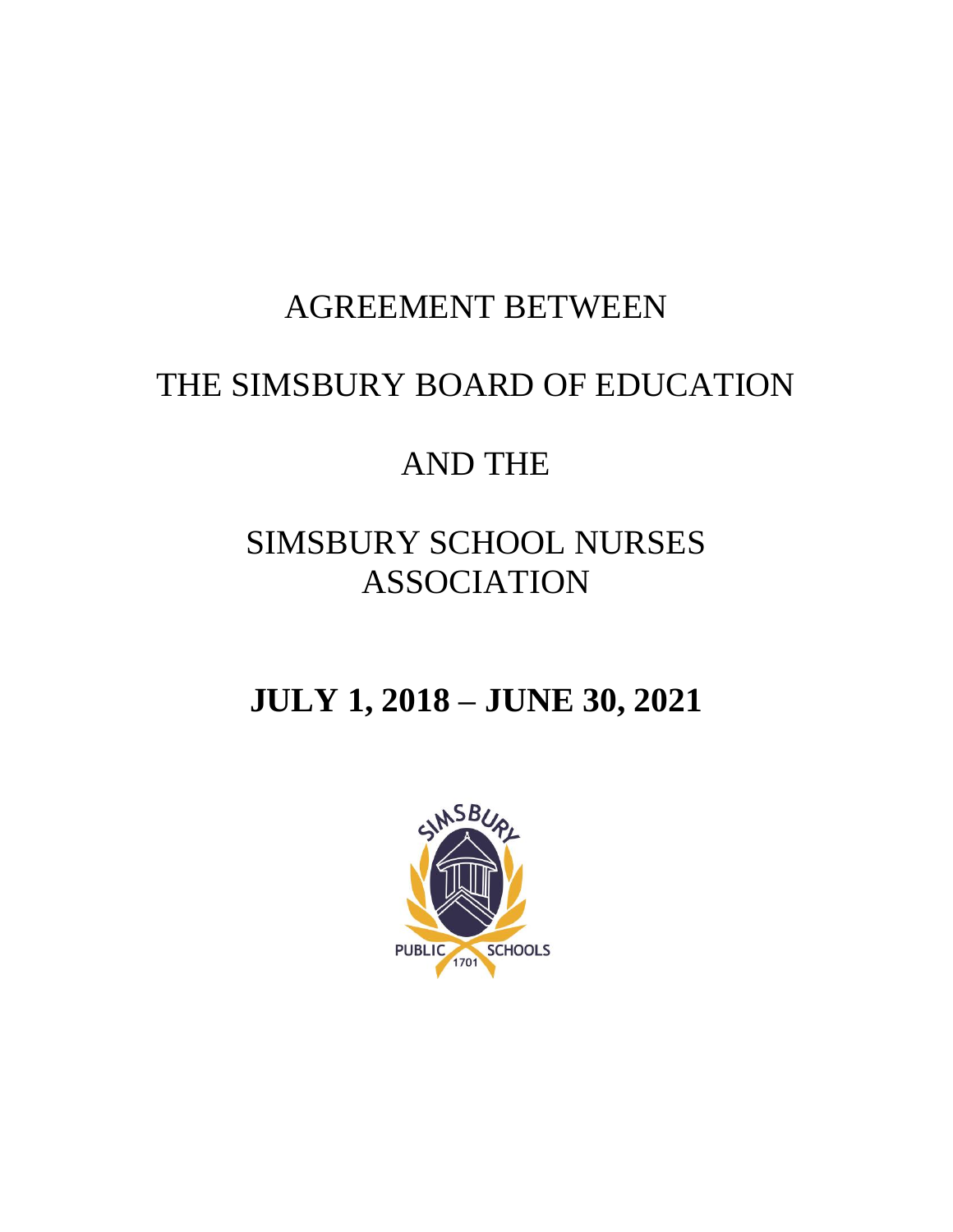# AGREEMENT BETWEEN

# THE SIMSBURY BOARD OF EDUCATION

# AND THE

# SIMSBURY SCHOOL NURSES ASSOCIATION

# **JULY 1, 2018 – JUNE 30, 2021**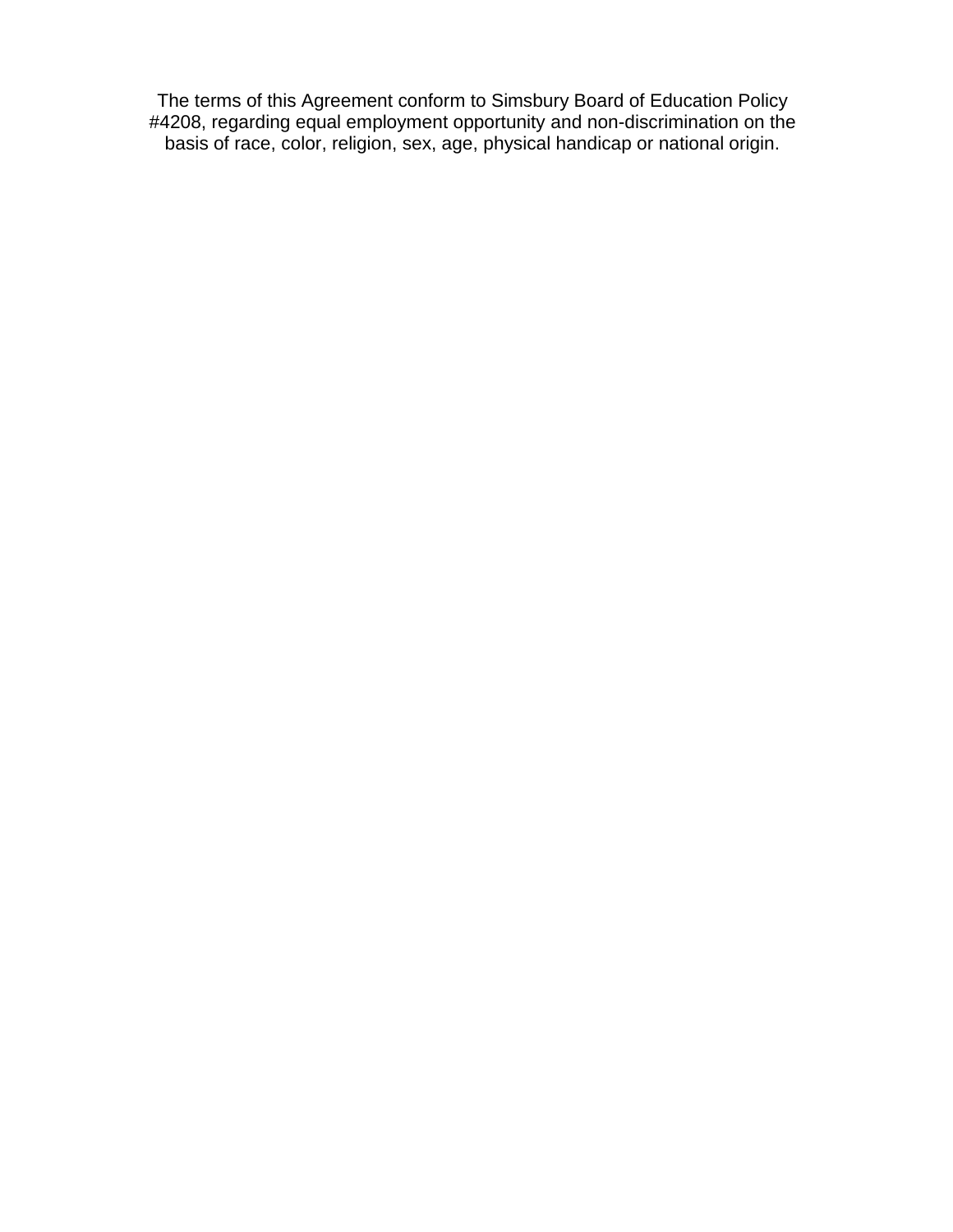The terms of this Agreement conform to Simsbury Board of Education Policy #4208, regarding equal employment opportunity and non-discrimination on the basis of race, color, religion, sex, age, physical handicap or national origin.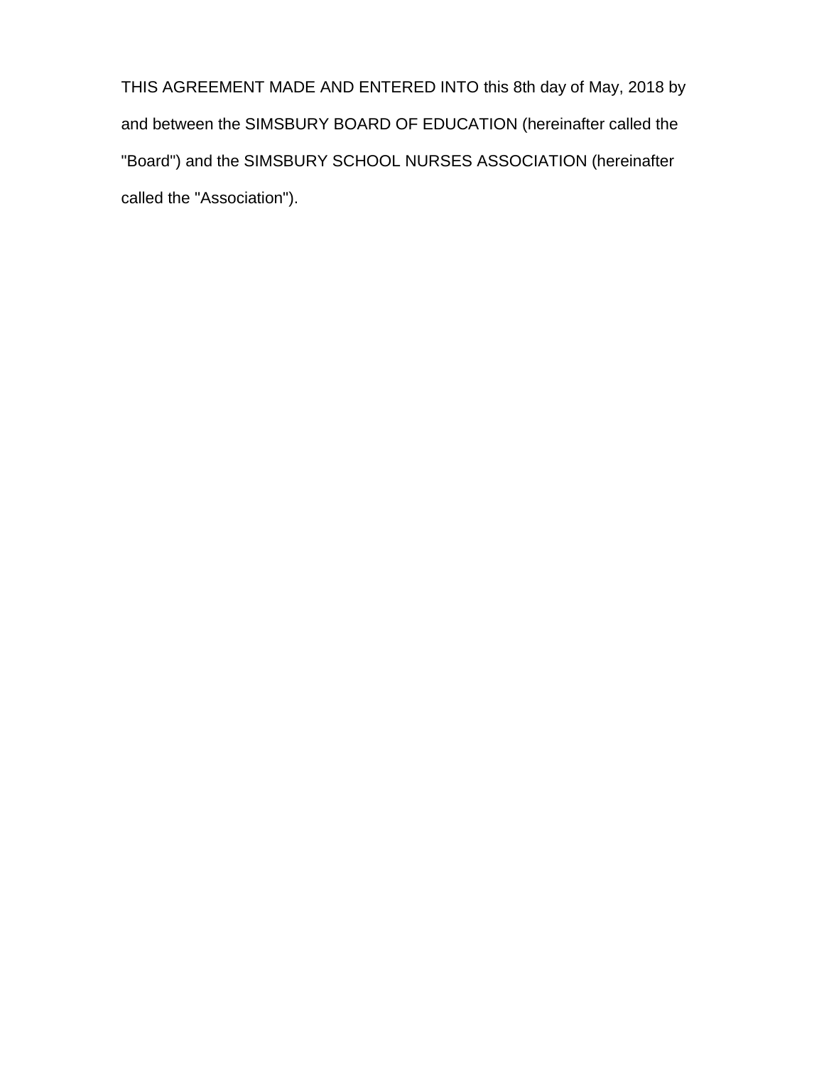THIS AGREEMENT MADE AND ENTERED INTO this 8th day of May, 2018 by and between the SIMSBURY BOARD OF EDUCATION (hereinafter called the "Board") and the SIMSBURY SCHOOL NURSES ASSOCIATION (hereinafter called the "Association").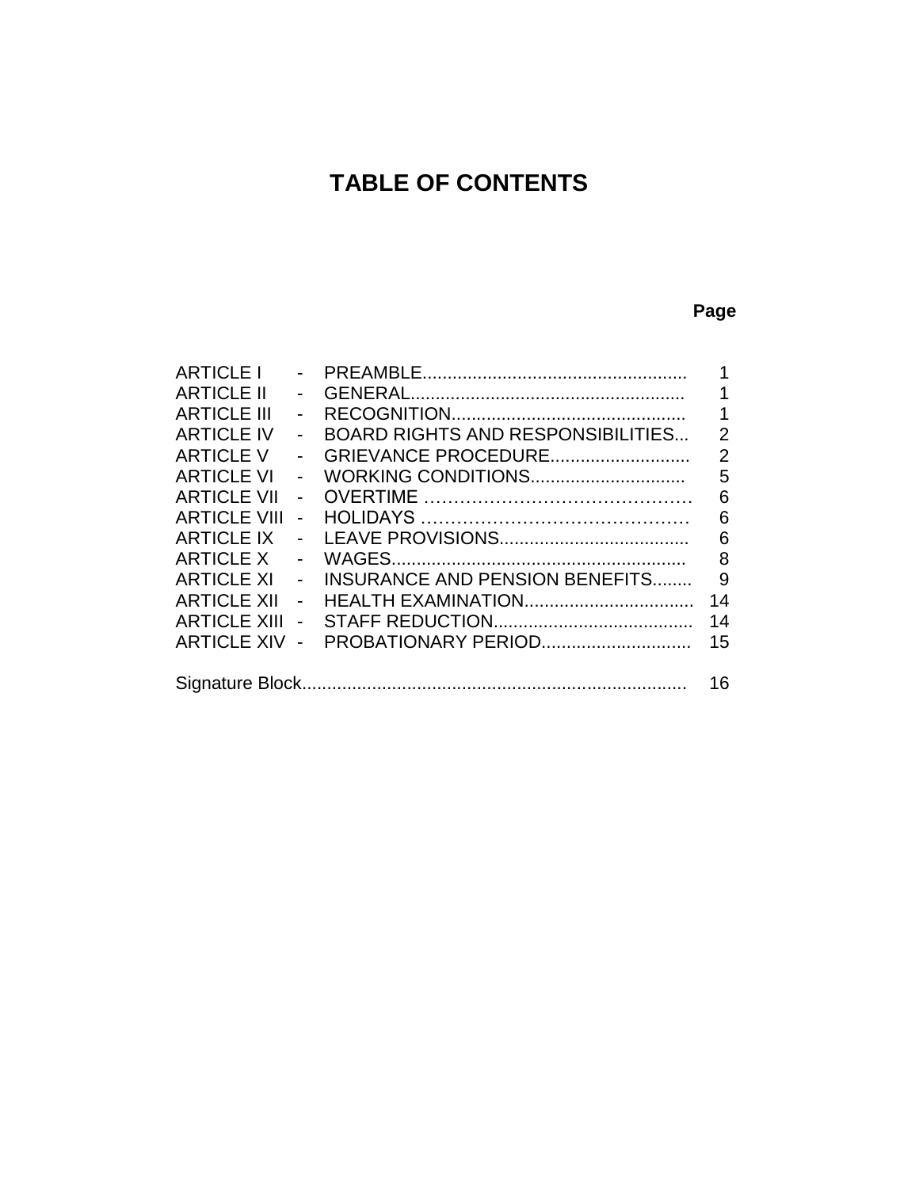# TABLE OF CONTENTS

| | | | Page |
|---|---|---|---|
| ARTICLE I | - | PREAMBLE | 1 |
| ARTICLE II | - | GENERAL | 1 |
| ARTICLE III | - | RECOGNITION | 1 |
| ARTICLE IV | - | BOARD RIGHTS AND RESPONSIBILITIES | 2 |
| ARTICLE V | - | GRIEVANCE PROCEDURE | 2 |
| ARTICLE VI | - | WORKING CONDITIONS | 5 |
| ARTICLE VII | - | OVERTIME | 6 |
| ARTICLE VIII | - | HOLIDAYS | 6 |
| ARTICLE IX | - | LEAVE PROVISIONS | 6 |
| ARTICLE X | - | WAGES | 8 |
| ARTICLE XI | - | INSURANCE AND PENSION BENEFITS | 9 |
| ARTICLE XII | - | HEALTH EXAMINATION | 14 |
| ARTICLE XIII | - | STAFF REDUCTION | 14 |
| ARTICLE XIV | - | PROBATIONARY PERIOD | 15 |
| Signature Block | | | 16 |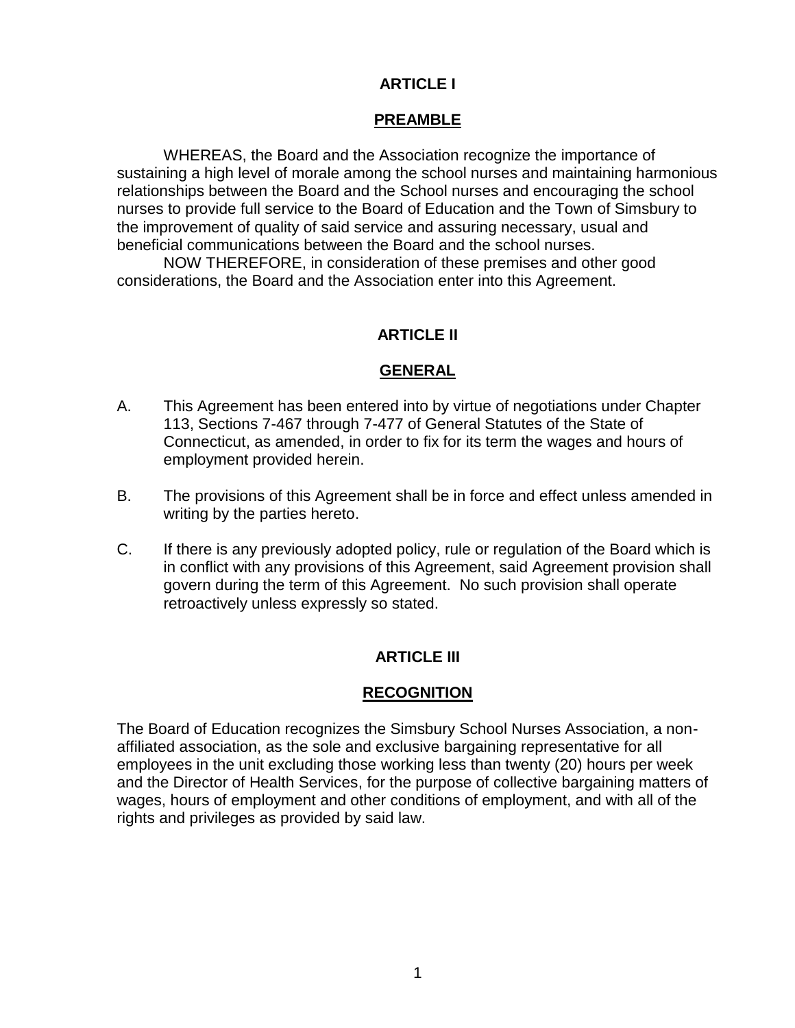## ARTICLE I

## PREAMBLE

WHEREAS, the Board and the Association recognize the importance of sustaining a high level of morale among the school nurses and maintaining harmonious relationships between the Board and the School nurses and encouraging the school nurses to provide full service to the Board of Education and the Town of Simsbury to the improvement of quality of said service and assuring necessary, usual and beneficial communications between the Board and the school nurses.

NOW THEREFORE, in consideration of these premises and other good considerations, the Board and the Association enter into this Agreement.

## ARTICLE II

## GENERAL

A. This Agreement has been entered into by virtue of negotiations under Chapter 113, Sections 7-467 through 7-477 of General Statutes of the State of Connecticut, as amended, in order to fix for its term the wages and hours of employment provided herein.

B. The provisions of this Agreement shall be in force and effect unless amended in writing by the parties hereto.

C. If there is any previously adopted policy, rule or regulation of the Board which is in conflict with any provisions of this Agreement, said Agreement provision shall govern during the term of this Agreement. No such provision shall operate retroactively unless expressly so stated.

## ARTICLE III

## RECOGNITION

The Board of Education recognizes the Simsbury School Nurses Association, a non-affiliated association, as the sole and exclusive bargaining representative for all employees in the unit excluding those working less than twenty (20) hours per week and the Director of Health Services, for the purpose of collective bargaining matters of wages, hours of employment and other conditions of employment, and with all of the rights and privileges as provided by said law.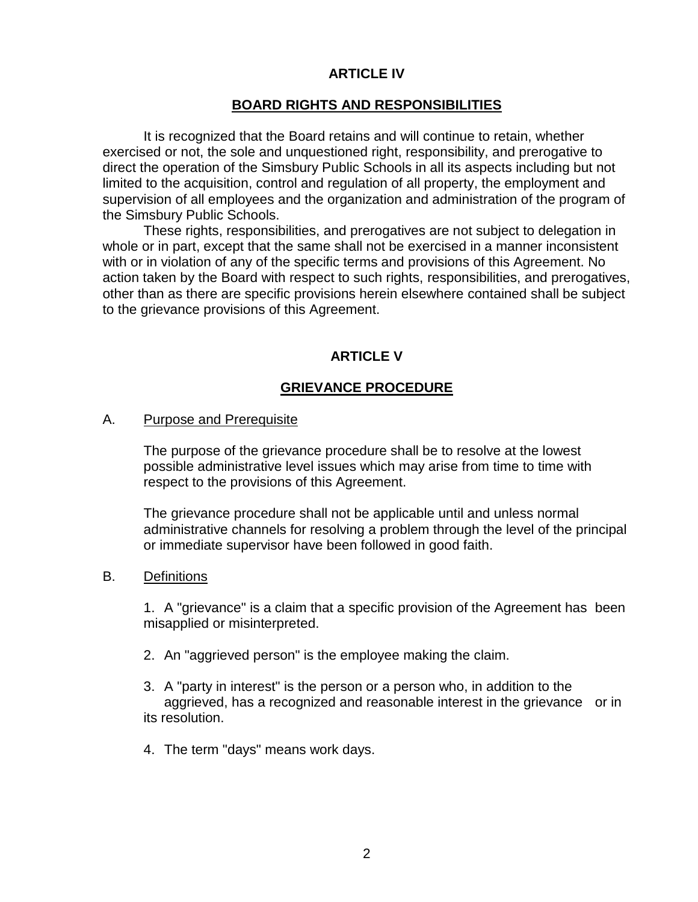## ARTICLE IV

## BOARD RIGHTS AND RESPONSIBILITIES

It is recognized that the Board retains and will continue to retain, whether exercised or not, the sole and unquestioned right, responsibility, and prerogative to direct the operation of the Simsbury Public Schools in all its aspects including but not limited to the acquisition, control and regulation of all property, the employment and supervision of all employees and the organization and administration of the program of the Simsbury Public Schools.

These rights, responsibilities, and prerogatives are not subject to delegation in whole or in part, except that the same shall not be exercised in a manner inconsistent with or in violation of any of the specific terms and provisions of this Agreement. No action taken by the Board with respect to such rights, responsibilities, and prerogatives, other than as there are specific provisions herein elsewhere contained shall be subject to the grievance provisions of this Agreement.

## ARTICLE V

## GRIEVANCE PROCEDURE

A. Purpose and Prerequisite

The purpose of the grievance procedure shall be to resolve at the lowest possible administrative level issues which may arise from time to time with respect to the provisions of this Agreement.

The grievance procedure shall not be applicable until and unless normal administrative channels for resolving a problem through the level of the principal or immediate supervisor have been followed in good faith.

B. Definitions

1. A "grievance" is a claim that a specific provision of the Agreement has been misapplied or misinterpreted.

2. An "aggrieved person" is the employee making the claim.

3. A "party in interest" is the person or a person who, in addition to the aggrieved, has a recognized and reasonable interest in the grievance or in its resolution.

4. The term "days" means work days.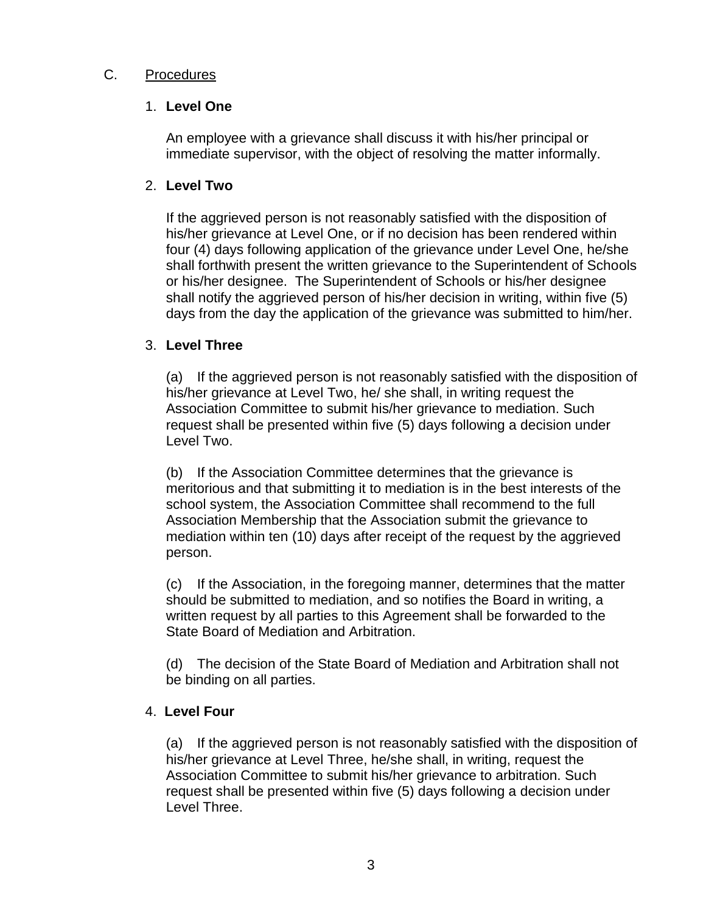C. Procedures

1. **Level One**

   An employee with a grievance shall discuss it with his/her principal or immediate supervisor, with the object of resolving the matter informally.

2. **Level Two**

   If the aggrieved person is not reasonably satisfied with the disposition of his/her grievance at Level One, or if no decision has been rendered within four (4) days following application of the grievance under Level One, he/she shall forthwith present the written grievance to the Superintendent of Schools or his/her designee. The Superintendent of Schools or his/her designee shall notify the aggrieved person of his/her decision in writing, within five (5) days from the day the application of the grievance was submitted to him/her.

3. **Level Three**

   (a) If the aggrieved person is not reasonably satisfied with the disposition of his/her grievance at Level Two, he/ she shall, in writing request the Association Committee to submit his/her grievance to mediation. Such request shall be presented within five (5) days following a decision under Level Two.

   (b) If the Association Committee determines that the grievance is meritorious and that submitting it to mediation is in the best interests of the school system, the Association Committee shall recommend to the full Association Membership that the Association submit the grievance to mediation within ten (10) days after receipt of the request by the aggrieved person.

   (c) If the Association, in the foregoing manner, determines that the matter should be submitted to mediation, and so notifies the Board in writing, a written request by all parties to this Agreement shall be forwarded to the State Board of Mediation and Arbitration.

   (d) The decision of the State Board of Mediation and Arbitration shall not be binding on all parties.

4. **Level Four**

   (a) If the aggrieved person is not reasonably satisfied with the disposition of his/her grievance at Level Three, he/she shall, in writing, request the Association Committee to submit his/her grievance to arbitration. Such request shall be presented within five (5) days following a decision under Level Three.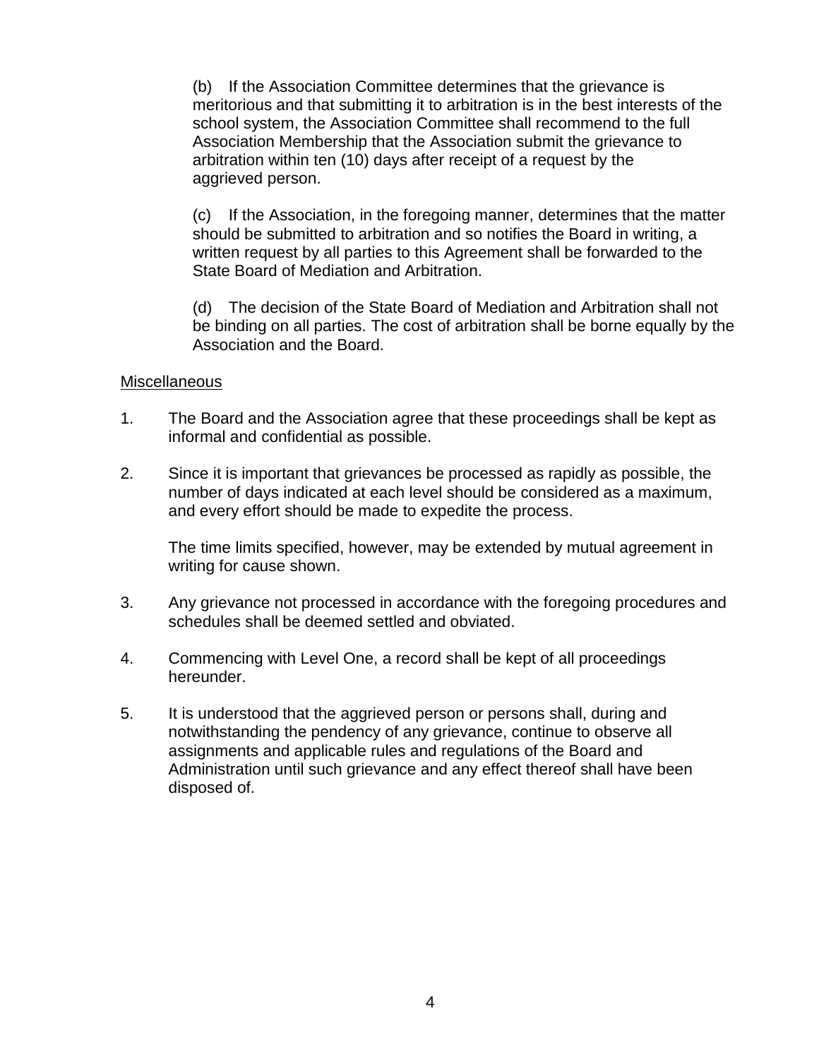(b) If the Association Committee determines that the grievance is meritorious and that submitting it to arbitration is in the best interests of the school system, the Association Committee shall recommend to the full Association Membership that the Association submit the grievance to arbitration within ten (10) days after receipt of a request by the aggrieved person.

(c) If the Association, in the foregoing manner, determines that the matter should be submitted to arbitration and so notifies the Board in writing, a written request by all parties to this Agreement shall be forwarded to the State Board of Mediation and Arbitration.

(d) The decision of the State Board of Mediation and Arbitration shall not be binding on all parties. The cost of arbitration shall be borne equally by the Association and the Board.

Miscellaneous

1. The Board and the Association agree that these proceedings shall be kept as informal and confidential as possible.

2. Since it is important that grievances be processed as rapidly as possible, the number of days indicated at each level should be considered as a maximum, and every effort should be made to expedite the process.

   The time limits specified, however, may be extended by mutual agreement in writing for cause shown.

3. Any grievance not processed in accordance with the foregoing procedures and schedules shall be deemed settled and obviated.

4. Commencing with Level One, a record shall be kept of all proceedings hereunder.

5. It is understood that the aggrieved person or persons shall, during and notwithstanding the pendency of any grievance, continue to observe all assignments and applicable rules and regulations of the Board and Administration until such grievance and any effect thereof shall have been disposed of.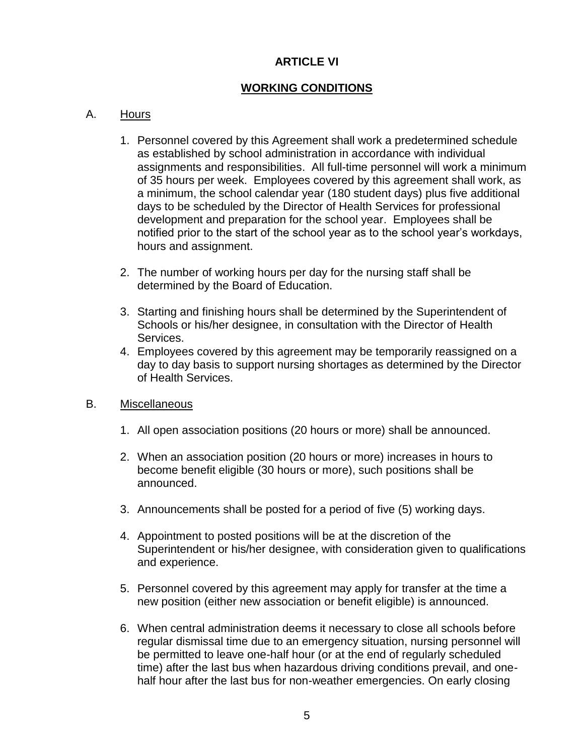# ARTICLE VI

## WORKING CONDITIONS

A. Hours

1. Personnel covered by this Agreement shall work a predetermined schedule as established by school administration in accordance with individual assignments and responsibilities. All full-time personnel will work a minimum of 35 hours per week. Employees covered by this agreement shall work, as a minimum, the school calendar year (180 student days) plus five additional days to be scheduled by the Director of Health Services for professional development and preparation for the school year. Employees shall be notified prior to the start of the school year as to the school year's workdays, hours and assignment.

2. The number of working hours per day for the nursing staff shall be determined by the Board of Education.

3. Starting and finishing hours shall be determined by the Superintendent of Schools or his/her designee, in consultation with the Director of Health Services.

4. Employees covered by this agreement may be temporarily reassigned on a day to day basis to support nursing shortages as determined by the Director of Health Services.

B. Miscellaneous

1. All open association positions (20 hours or more) shall be announced.

2. When an association position (20 hours or more) increases in hours to become benefit eligible (30 hours or more), such positions shall be announced.

3. Announcements shall be posted for a period of five (5) working days.

4. Appointment to posted positions will be at the discretion of the Superintendent or his/her designee, with consideration given to qualifications and experience.

5. Personnel covered by this agreement may apply for transfer at the time a new position (either new association or benefit eligible) is announced.

6. When central administration deems it necessary to close all schools before regular dismissal time due to an emergency situation, nursing personnel will be permitted to leave one-half hour (or at the end of regularly scheduled time) after the last bus when hazardous driving conditions prevail, and one-half hour after the last bus for non-weather emergencies. On early closing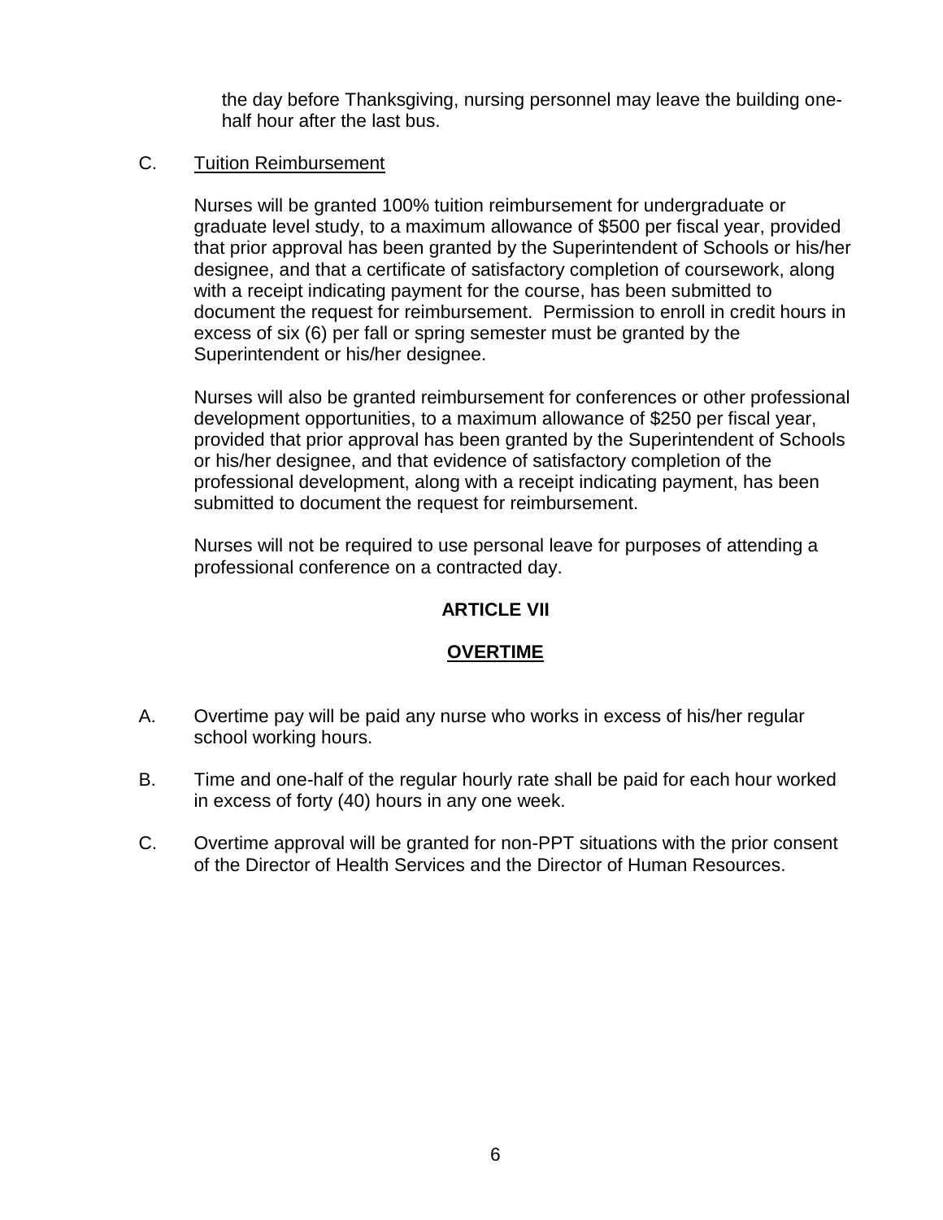the day before Thanksgiving, nursing personnel may leave the building one-half hour after the last bus.

C. Tuition Reimbursement

Nurses will be granted 100% tuition reimbursement for undergraduate or graduate level study, to a maximum allowance of $500 per fiscal year, provided that prior approval has been granted by the Superintendent of Schools or his/her designee, and that a certificate of satisfactory completion of coursework, along with a receipt indicating payment for the course, has been submitted to document the request for reimbursement. Permission to enroll in credit hours in excess of six (6) per fall or spring semester must be granted by the Superintendent or his/her designee.

Nurses will also be granted reimbursement for conferences or other professional development opportunities, to a maximum allowance of $250 per fiscal year, provided that prior approval has been granted by the Superintendent of Schools or his/her designee, and that evidence of satisfactory completion of the professional development, along with a receipt indicating payment, has been submitted to document the request for reimbursement.

Nurses will not be required to use personal leave for purposes of attending a professional conference on a contracted day.

## ARTICLE VII

## OVERTIME

A. Overtime pay will be paid any nurse who works in excess of his/her regular school working hours.

B. Time and one-half of the regular hourly rate shall be paid for each hour worked in excess of forty (40) hours in any one week.

C. Overtime approval will be granted for non-PPT situations with the prior consent of the Director of Health Services and the Director of Human Resources.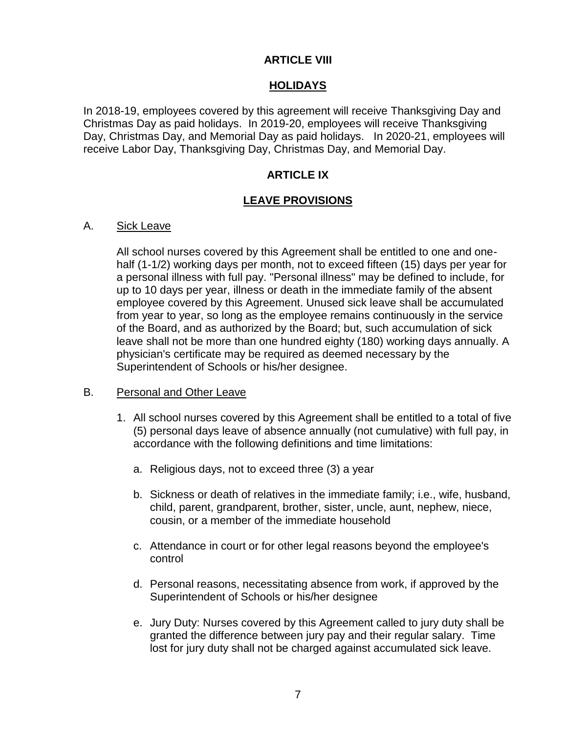## ARTICLE VIII

## HOLIDAYS

In 2018-19, employees covered by this agreement will receive Thanksgiving Day and Christmas Day as paid holidays. In 2019-20, employees will receive Thanksgiving Day, Christmas Day, and Memorial Day as paid holidays. In 2020-21, employees will receive Labor Day, Thanksgiving Day, Christmas Day, and Memorial Day.

## ARTICLE IX

## LEAVE PROVISIONS

A. Sick Leave

All school nurses covered by this Agreement shall be entitled to one and one-half (1-1/2) working days per month, not to exceed fifteen (15) days per year for a personal illness with full pay. "Personal illness" may be defined to include, for up to 10 days per year, illness or death in the immediate family of the absent employee covered by this Agreement. Unused sick leave shall be accumulated from year to year, so long as the employee remains continuously in the service of the Board, and as authorized by the Board; but, such accumulation of sick leave shall not be more than one hundred eighty (180) working days annually. A physician's certificate may be required as deemed necessary by the Superintendent of Schools or his/her designee.

B. Personal and Other Leave

1. All school nurses covered by this Agreement shall be entitled to a total of five (5) personal days leave of absence annually (not cumulative) with full pay, in accordance with the following definitions and time limitations:

   a. Religious days, not to exceed three (3) a year

   b. Sickness or death of relatives in the immediate family; i.e., wife, husband, child, parent, grandparent, brother, sister, uncle, aunt, nephew, niece, cousin, or a member of the immediate household

   c. Attendance in court or for other legal reasons beyond the employee's control

   d. Personal reasons, necessitating absence from work, if approved by the Superintendent of Schools or his/her designee

   e. Jury Duty: Nurses covered by this Agreement called to jury duty shall be granted the difference between jury pay and their regular salary. Time lost for jury duty shall not be charged against accumulated sick leave.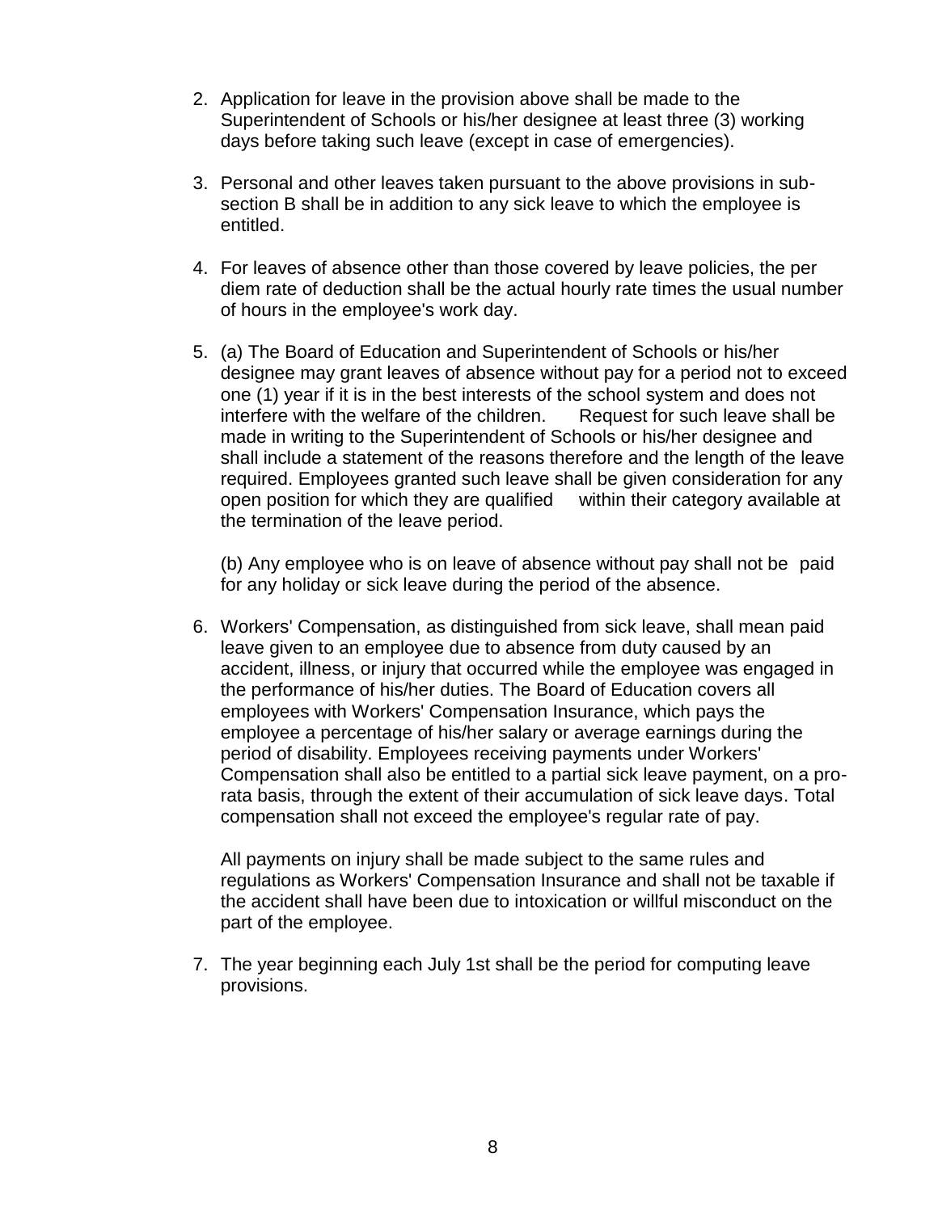2. Application for leave in the provision above shall be made to the Superintendent of Schools or his/her designee at least three (3) working days before taking such leave (except in case of emergencies).

3. Personal and other leaves taken pursuant to the above provisions in sub-section B shall be in addition to any sick leave to which the employee is entitled.

4. For leaves of absence other than those covered by leave policies, the per diem rate of deduction shall be the actual hourly rate times the usual number of hours in the employee's work day.

5. (a) The Board of Education and Superintendent of Schools or his/her designee may grant leaves of absence without pay for a period not to exceed one (1) year if it is in the best interests of the school system and does not interfere with the welfare of the children. Request for such leave shall be made in writing to the Superintendent of Schools or his/her designee and shall include a statement of the reasons therefore and the length of the leave required. Employees granted such leave shall be given consideration for any open position for which they are qualified within their category available at the termination of the leave period.

   (b) Any employee who is on leave of absence without pay shall not be paid for any holiday or sick leave during the period of the absence.

6. Workers' Compensation, as distinguished from sick leave, shall mean paid leave given to an employee due to absence from duty caused by an accident, illness, or injury that occurred while the employee was engaged in the performance of his/her duties. The Board of Education covers all employees with Workers' Compensation Insurance, which pays the employee a percentage of his/her salary or average earnings during the period of disability. Employees receiving payments under Workers' Compensation shall also be entitled to a partial sick leave payment, on a pro-rata basis, through the extent of their accumulation of sick leave days. Total compensation shall not exceed the employee's regular rate of pay.

   All payments on injury shall be made subject to the same rules and regulations as Workers' Compensation Insurance and shall not be taxable if the accident shall have been due to intoxication or willful misconduct on the part of the employee.

7. The year beginning each July 1st shall be the period for computing leave provisions.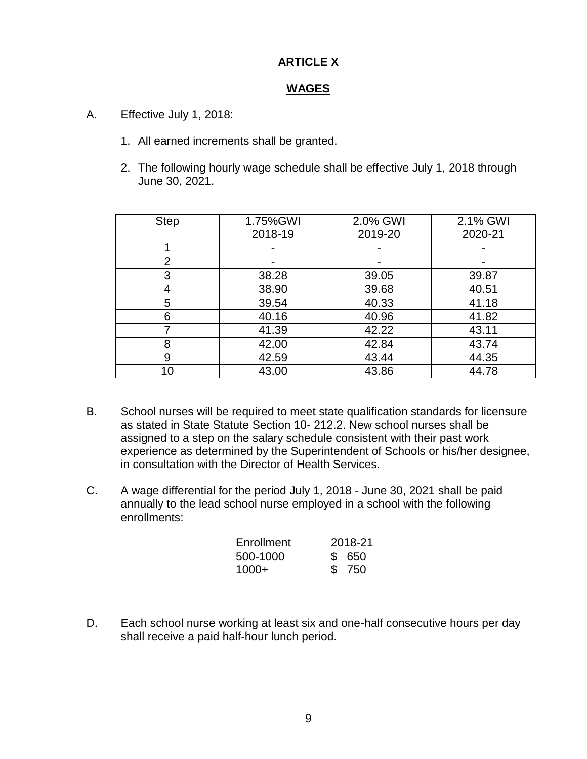# ARTICLE X

## WAGES

A. Effective July 1, 2018:

1. All earned increments shall be granted.

2. The following hourly wage schedule shall be effective July 1, 2018 through June 30, 2021.

| Step | 1.75%GWI 2018-19 | 2.0% GWI 2019-20 | 2.1% GWI 2020-21 |
|---|---|---|---|
| 1 | - | - | - |
| 2 | - | - | - |
| 3 | 38.28 | 39.05 | 39.87 |
| 4 | 38.90 | 39.68 | 40.51 |
| 5 | 39.54 | 40.33 | 41.18 |
| 6 | 40.16 | 40.96 | 41.82 |
| 7 | 41.39 | 42.22 | 43.11 |
| 8 | 42.00 | 42.84 | 43.74 |
| 9 | 42.59 | 43.44 | 44.35 |
| 10 | 43.00 | 43.86 | 44.78 |

B. School nurses will be required to meet state qualification standards for licensure as stated in State Statute Section 10- 212.2. New school nurses shall be assigned to a step on the salary schedule consistent with their past work experience as determined by the Superintendent of Schools or his/her designee, in consultation with the Director of Health Services.

C. A wage differential for the period July 1, 2018 - June 30, 2021 shall be paid annually to the lead school nurse employed in a school with the following enrollments:

| Enrollment | 2018-21 |
|---|---|
| 500-1000 | $ 650 |
| 1000+ | $ 750 |

D. Each school nurse working at least six and one-half consecutive hours per day shall receive a paid half-hour lunch period.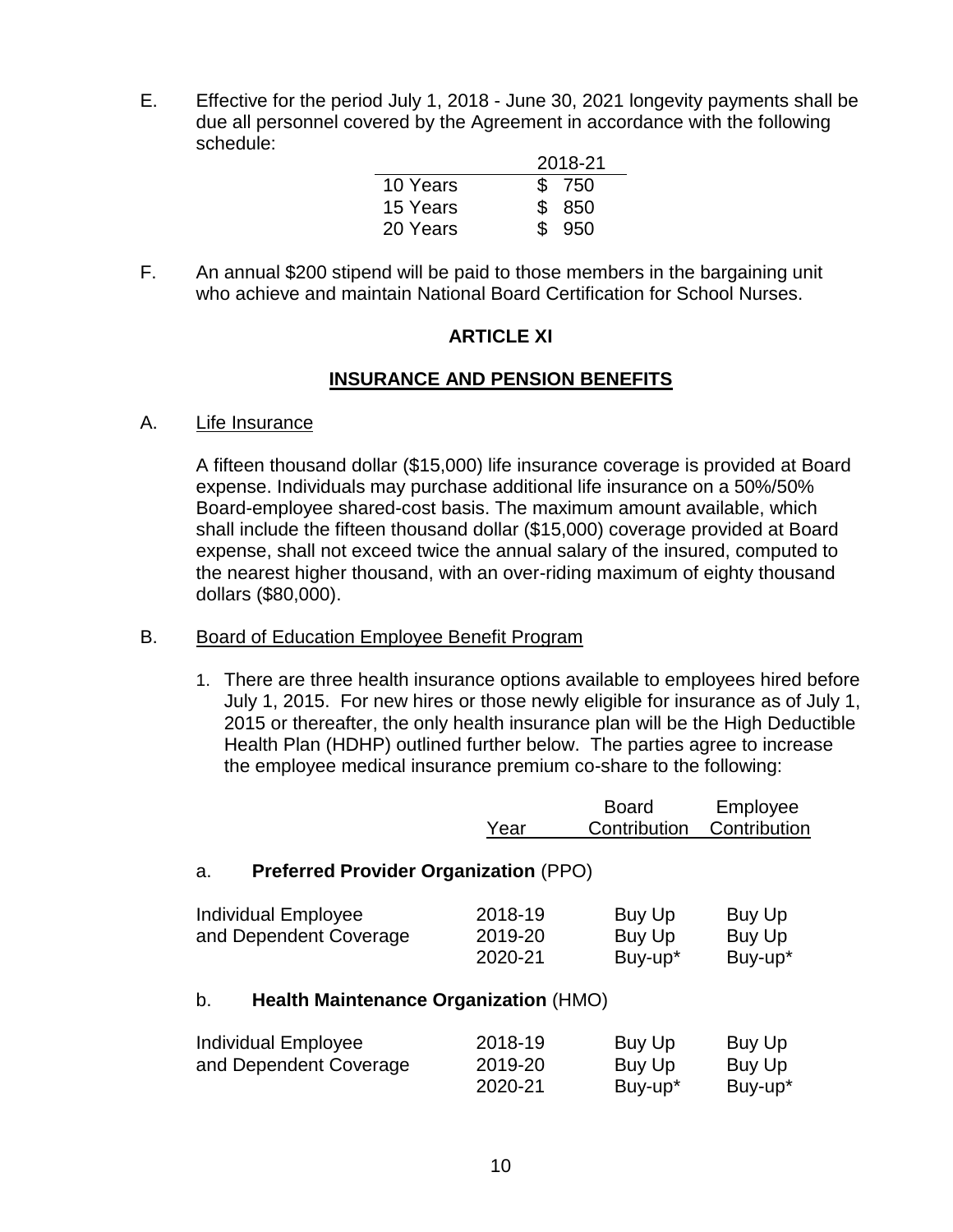E. Effective for the period July 1, 2018 - June 30, 2021 longevity payments shall be due all personnel covered by the Agreement in accordance with the following schedule:

| | 2018-21 |
|---|---|
| 10 Years | $ 750 |
| 15 Years | $ 850 |
| 20 Years | $ 950 |

F. An annual $200 stipend will be paid to those members in the bargaining unit who achieve and maintain National Board Certification for School Nurses.

## ARTICLE XI

## INSURANCE AND PENSION BENEFITS

A. Life Insurance

A fifteen thousand dollar ($15,000) life insurance coverage is provided at Board expense. Individuals may purchase additional life insurance on a 50%/50% Board-employee shared-cost basis. The maximum amount available, which shall include the fifteen thousand dollar ($15,000) coverage provided at Board expense, shall not exceed twice the annual salary of the insured, computed to the nearest higher thousand, with an over-riding maximum of eighty thousand dollars ($80,000).

B. Board of Education Employee Benefit Program

1. There are three health insurance options available to employees hired before July 1, 2015. For new hires or those newly eligible for insurance as of July 1, 2015 or thereafter, the only health insurance plan will be the High Deductible Health Plan (HDHP) outlined further below. The parties agree to increase the employee medical insurance premium co-share to the following:

| | Year | Board Contribution | Employee Contribution |
|---|---|---|---|
| a. **Preferred Provider Organization** (PPO) | | | |
| Individual Employee | 2018-19 | Buy Up | Buy Up |
| and Dependent Coverage | 2019-20 | Buy Up | Buy Up |
| | 2020-21 | Buy-up* | Buy-up* |
| b. **Health Maintenance Organization** (HMO) | | | |
| Individual Employee | 2018-19 | Buy Up | Buy Up |
| and Dependent Coverage | 2019-20 | Buy Up | Buy Up |
| | 2020-21 | Buy-up* | Buy-up* |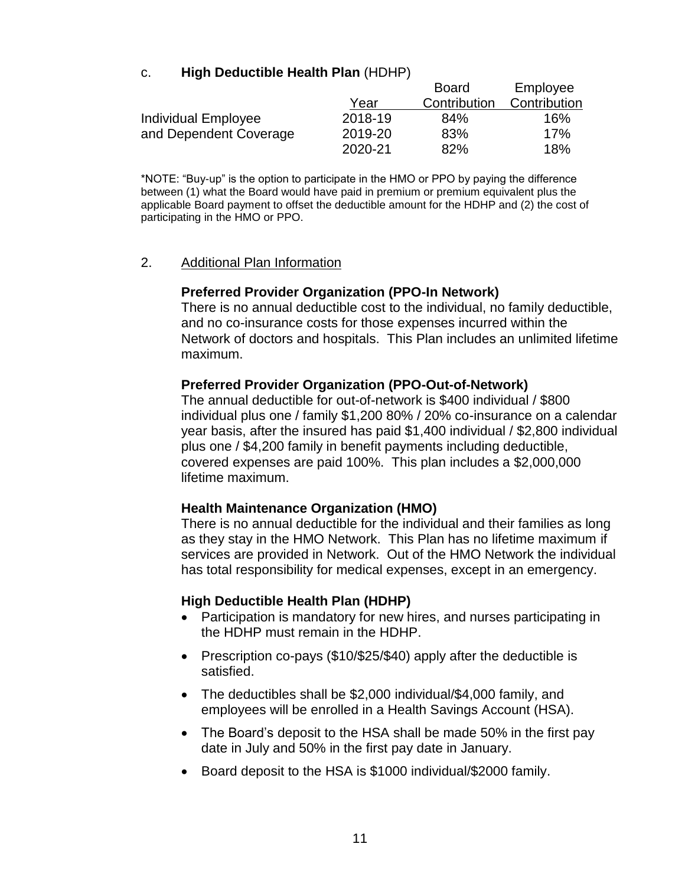c. **High Deductible Health Plan** (HDHP)

| | Year | Board Contribution | Employee Contribution |
|---|---|---|---|
| Individual Employee and Dependent Coverage | 2018-19 | 84% | 16% |
| | 2019-20 | 83% | 17% |
| | 2020-21 | 82% | 18% |

*NOTE: "Buy-up" is the option to participate in the HMO or PPO by paying the difference between (1) what the Board would have paid in premium or premium equivalent plus the applicable Board payment to offset the deductible amount for the HDHP and (2) the cost of participating in the HMO or PPO.

2. Additional Plan Information

**Preferred Provider Organization (PPO-In Network)**

There is no annual deductible cost to the individual, no family deductible, and no co-insurance costs for those expenses incurred within the Network of doctors and hospitals. This Plan includes an unlimited lifetime maximum.

**Preferred Provider Organization (PPO-Out-of-Network)**

The annual deductible for out-of-network is $400 individual / $800 individual plus one / family $1,200 80% / 20% co-insurance on a calendar year basis, after the insured has paid $1,400 individual / $2,800 individual plus one / $4,200 family in benefit payments including deductible, covered expenses are paid 100%. This plan includes a $2,000,000 lifetime maximum.

**Health Maintenance Organization (HMO)**

There is no annual deductible for the individual and their families as long as they stay in the HMO Network. This Plan has no lifetime maximum if services are provided in Network. Out of the HMO Network the individual has total responsibility for medical expenses, except in an emergency.

**High Deductible Health Plan (HDHP)**

- Participation is mandatory for new hires, and nurses participating in the HDHP must remain in the HDHP.
- Prescription co-pays ($10/$25/$40) apply after the deductible is satisfied.
- The deductibles shall be $2,000 individual/$4,000 family, and employees will be enrolled in a Health Savings Account (HSA).
- The Board's deposit to the HSA shall be made 50% in the first pay date in July and 50% in the first pay date in January.
- Board deposit to the HSA is $1000 individual/$2000 family.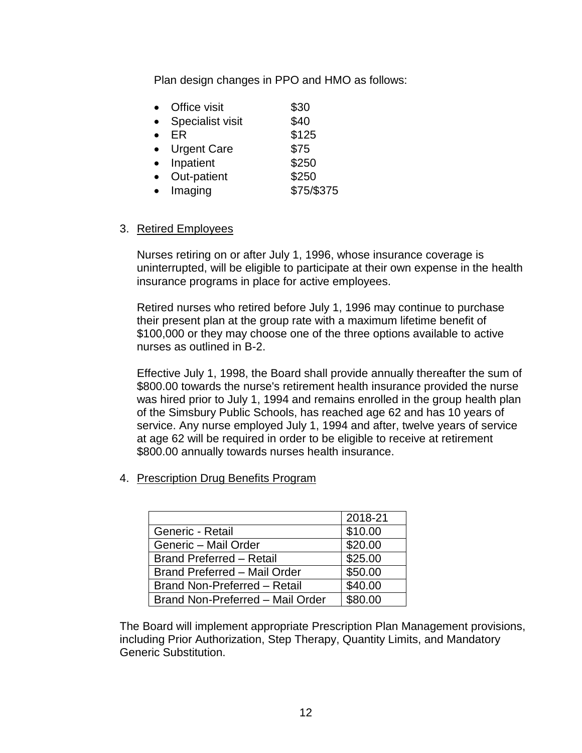Plan design changes in PPO and HMO as follows:

- Office visit $30
- Specialist visit $40
- ER $125
- Urgent Care $75
- Inpatient $250
- Out-patient $250
- Imaging $75/$375

3. Retired Employees

Nurses retiring on or after July 1, 1996, whose insurance coverage is uninterrupted, will be eligible to participate at their own expense in the health insurance programs in place for active employees.

Retired nurses who retired before July 1, 1996 may continue to purchase their present plan at the group rate with a maximum lifetime benefit of $100,000 or they may choose one of the three options available to active nurses as outlined in B-2.

Effective July 1, 1998, the Board shall provide annually thereafter the sum of $800.00 towards the nurse's retirement health insurance provided the nurse was hired prior to July 1, 1994 and remains enrolled in the group health plan of the Simsbury Public Schools, has reached age 62 and has 10 years of service. Any nurse employed July 1, 1994 and after, twelve years of service at age 62 will be required in order to be eligible to receive at retirement $800.00 annually towards nurses health insurance.

4. Prescription Drug Benefits Program

| | 2018-21 |
|---|---|
| Generic - Retail | $10.00 |
| Generic – Mail Order | $20.00 |
| Brand Preferred – Retail | $25.00 |
| Brand Preferred – Mail Order | $50.00 |
| Brand Non-Preferred – Retail | $40.00 |
| Brand Non-Preferred – Mail Order | $80.00 |

The Board will implement appropriate Prescription Plan Management provisions, including Prior Authorization, Step Therapy, Quantity Limits, and Mandatory Generic Substitution.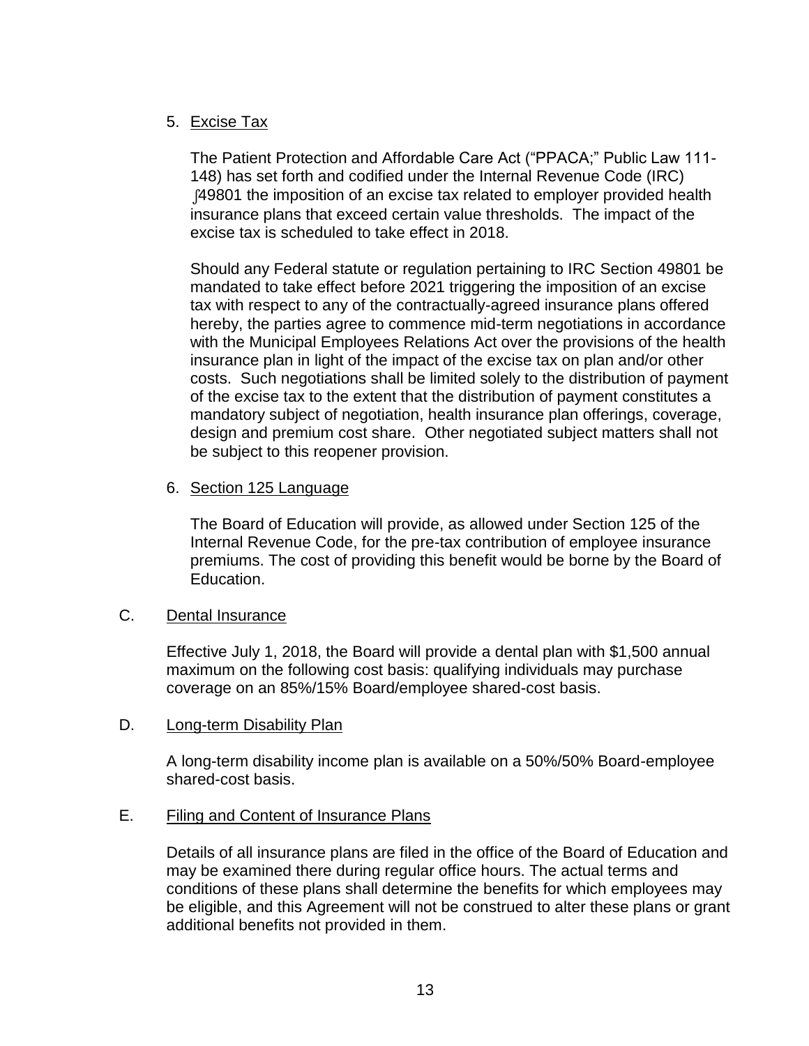5. <u>Excise Tax</u>

   The Patient Protection and Affordable Care Act ("PPACA;" Public Law 111-148) has set forth and codified under the Internal Revenue Code (IRC) ∫49801 the imposition of an excise tax related to employer provided health insurance plans that exceed certain value thresholds. The impact of the excise tax is scheduled to take effect in 2018.

   Should any Federal statute or regulation pertaining to IRC Section 49801 be mandated to take effect before 2021 triggering the imposition of an excise tax with respect to any of the contractually-agreed insurance plans offered hereby, the parties agree to commence mid-term negotiations in accordance with the Municipal Employees Relations Act over the provisions of the health insurance plan in light of the impact of the excise tax on plan and/or other costs. Such negotiations shall be limited solely to the distribution of payment of the excise tax to the extent that the distribution of payment constitutes a mandatory subject of negotiation, health insurance plan offerings, coverage, design and premium cost share. Other negotiated subject matters shall not be subject to this reopener provision.

6. <u>Section 125 Language</u>

   The Board of Education will provide, as allowed under Section 125 of the Internal Revenue Code, for the pre-tax contribution of employee insurance premiums. The cost of providing this benefit would be borne by the Board of Education.

C. <u>Dental Insurance</u>

Effective July 1, 2018, the Board will provide a dental plan with $1,500 annual maximum on the following cost basis: qualifying individuals may purchase coverage on an 85%/15% Board/employee shared-cost basis.

D. <u>Long-term Disability Plan</u>

A long-term disability income plan is available on a 50%/50% Board-employee shared-cost basis.

E. <u>Filing and Content of Insurance Plans</u>

Details of all insurance plans are filed in the office of the Board of Education and may be examined there during regular office hours. The actual terms and conditions of these plans shall determine the benefits for which employees may be eligible, and this Agreement will not be construed to alter these plans or grant additional benefits not provided in them.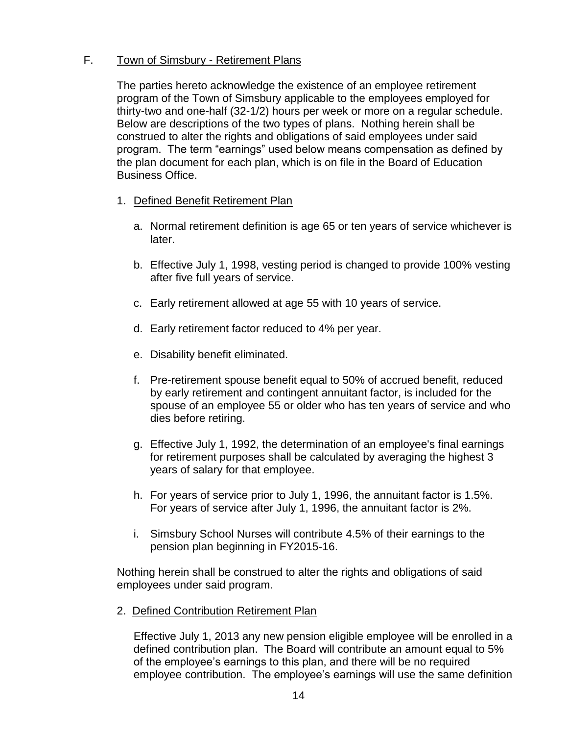F. <u>Town of Simsbury - Retirement Plans</u>

The parties hereto acknowledge the existence of an employee retirement program of the Town of Simsbury applicable to the employees employed for thirty-two and one-half (32-1/2) hours per week or more on a regular schedule. Below are descriptions of the two types of plans. Nothing herein shall be construed to alter the rights and obligations of said employees under said program. The term "earnings" used below means compensation as defined by the plan document for each plan, which is on file in the Board of Education Business Office.

1. <u>Defined Benefit Retirement Plan</u>

   a. Normal retirement definition is age 65 or ten years of service whichever is later.

   b. Effective July 1, 1998, vesting period is changed to provide 100% vesting after five full years of service.

   c. Early retirement allowed at age 55 with 10 years of service.

   d. Early retirement factor reduced to 4% per year.

   e. Disability benefit eliminated.

   f. Pre-retirement spouse benefit equal to 50% of accrued benefit, reduced by early retirement and contingent annuitant factor, is included for the spouse of an employee 55 or older who has ten years of service and who dies before retiring.

   g. Effective July 1, 1992, the determination of an employee's final earnings for retirement purposes shall be calculated by averaging the highest 3 years of salary for that employee.

   h. For years of service prior to July 1, 1996, the annuitant factor is 1.5%. For years of service after July 1, 1996, the annuitant factor is 2%.

   i. Simsbury School Nurses will contribute 4.5% of their earnings to the pension plan beginning in FY2015-16.

Nothing herein shall be construed to alter the rights and obligations of said employees under said program.

2. <u>Defined Contribution Retirement Plan</u>

   Effective July 1, 2013 any new pension eligible employee will be enrolled in a defined contribution plan. The Board will contribute an amount equal to 5% of the employee's earnings to this plan, and there will be no required employee contribution. The employee's earnings will use the same definition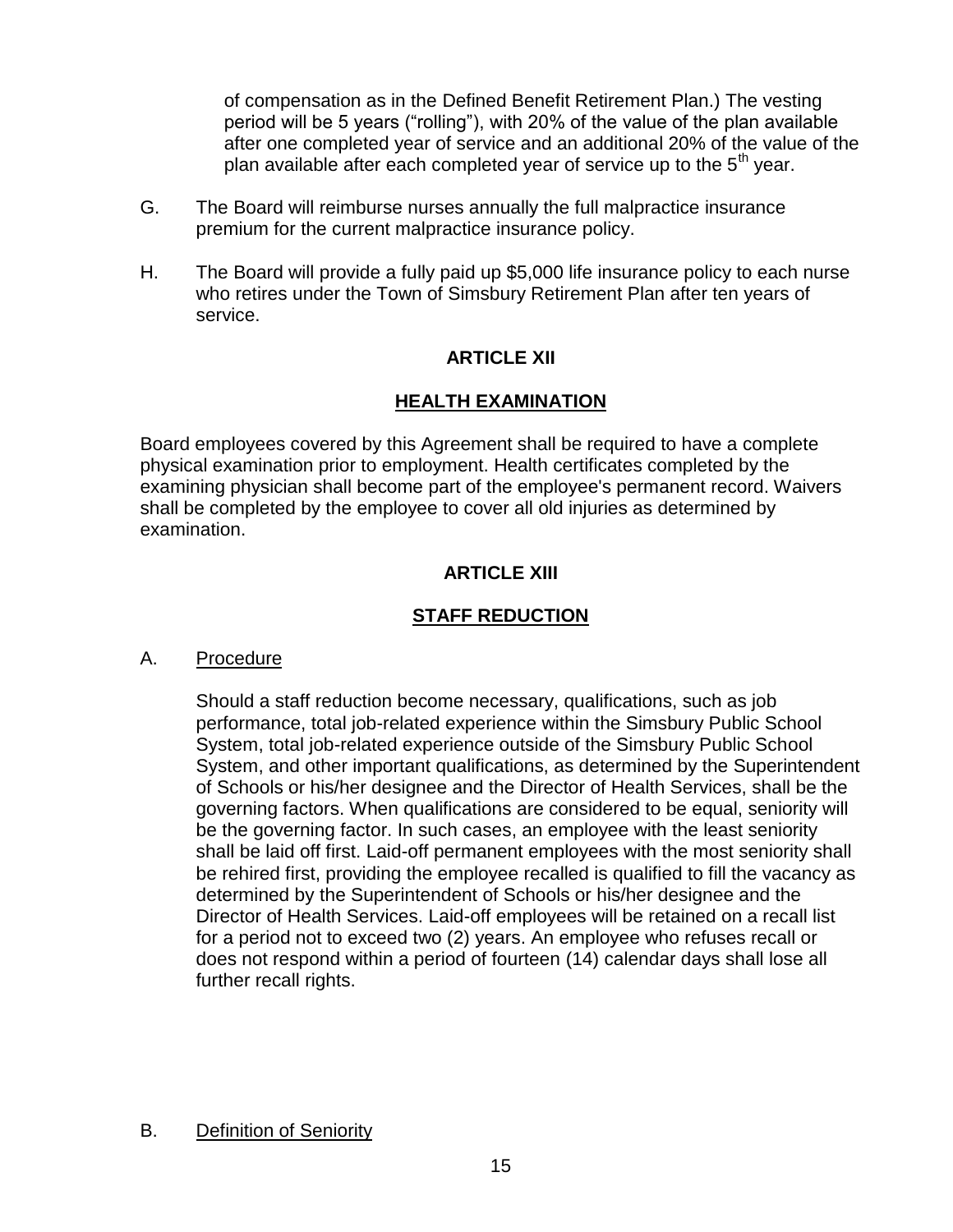of compensation as in the Defined Benefit Retirement Plan.) The vesting period will be 5 years ("rolling"), with 20% of the value of the plan available after one completed year of service and an additional 20% of the value of the plan available after each completed year of service up to the 5th year.

G. The Board will reimburse nurses annually the full malpractice insurance premium for the current malpractice insurance policy.

H. The Board will provide a fully paid up $5,000 life insurance policy to each nurse who retires under the Town of Simsbury Retirement Plan after ten years of service.

## ARTICLE XII

## HEALTH EXAMINATION

Board employees covered by this Agreement shall be required to have a complete physical examination prior to employment. Health certificates completed by the examining physician shall become part of the employee's permanent record. Waivers shall be completed by the employee to cover all old injuries as determined by examination.

## ARTICLE XIII

## STAFF REDUCTION

A. Procedure

Should a staff reduction become necessary, qualifications, such as job performance, total job-related experience within the Simsbury Public School System, total job-related experience outside of the Simsbury Public School System, and other important qualifications, as determined by the Superintendent of Schools or his/her designee and the Director of Health Services, shall be the governing factors. When qualifications are considered to be equal, seniority will be the governing factor. In such cases, an employee with the least seniority shall be laid off first. Laid-off permanent employees with the most seniority shall be rehired first, providing the employee recalled is qualified to fill the vacancy as determined by the Superintendent of Schools or his/her designee and the Director of Health Services. Laid-off employees will be retained on a recall list for a period not to exceed two (2) years. An employee who refuses recall or does not respond within a period of fourteen (14) calendar days shall lose all further recall rights.

B. Definition of Seniority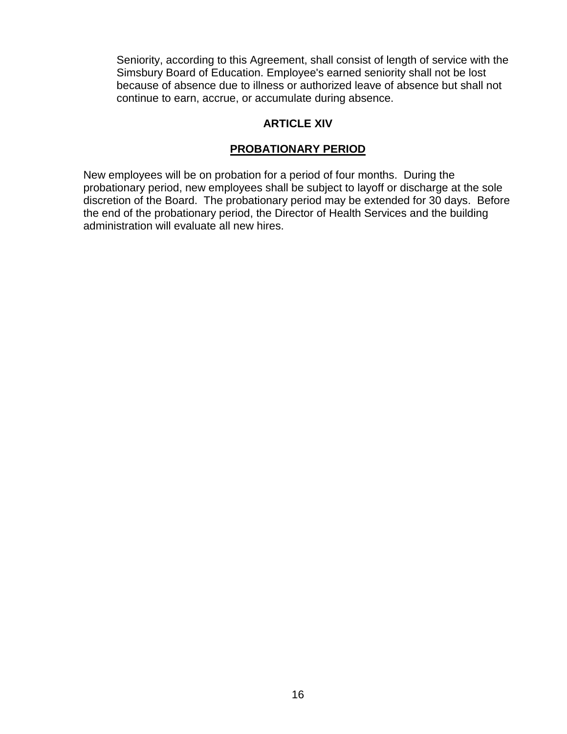Seniority, according to this Agreement, shall consist of length of service with the Simsbury Board of Education. Employee's earned seniority shall not be lost because of absence due to illness or authorized leave of absence but shall not continue to earn, accrue, or accumulate during absence.

## ARTICLE XIV

## PROBATIONARY PERIOD

New employees will be on probation for a period of four months. During the probationary period, new employees shall be subject to layoff or discharge at the sole discretion of the Board. The probationary period may be extended for 30 days. Before the end of the probationary period, the Director of Health Services and the building administration will evaluate all new hires.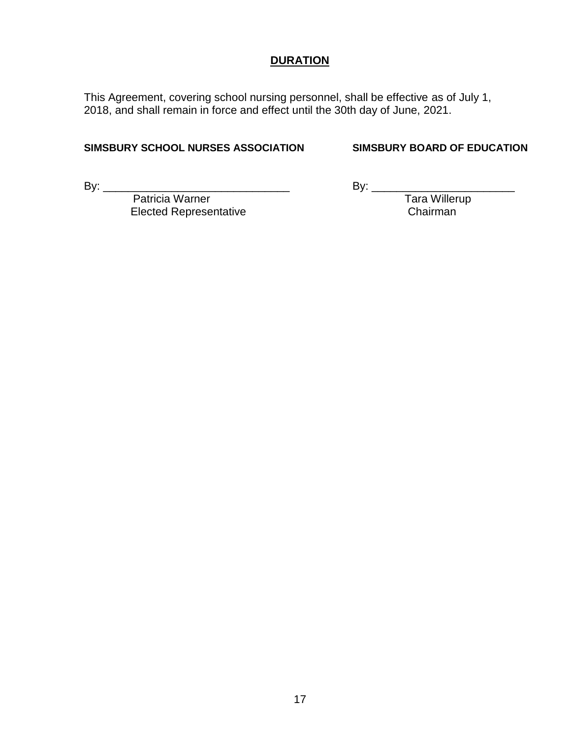## DURATION

This Agreement, covering school nursing personnel, shall be effective as of July 1, 2018, and shall remain in force and effect until the 30th day of June, 2021.

| SIMSBURY SCHOOL NURSES ASSOCIATION | SIMSBURY BOARD OF EDUCATION |
| --- | --- |
| By: _______________________________ | By: ________________________ |
| Patricia Warner | Tara Willerup |
| Elected Representative | Chairman |